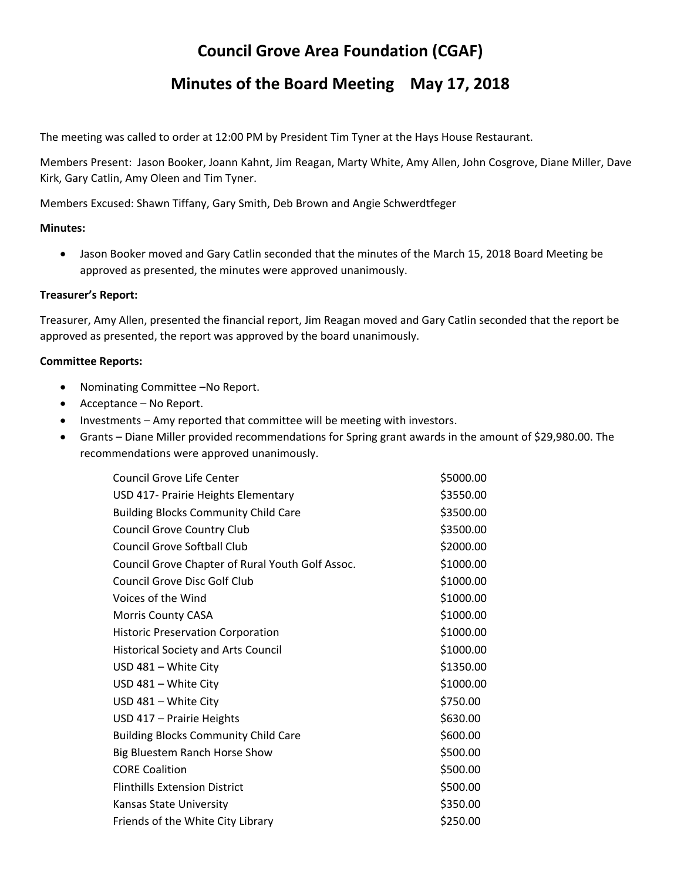# Council Grove Area Foundation (CGAF)

## Minutes of the Board Meeting    May 17, 2018

The meeting was called to order at 12:00 PM by President Tim Tyner at the Hays House Restaurant.

Members Present: Jason Booker, Joann Kahnt, Jim Reagan, Marty White, Amy Allen, John Cosgrove, Diane Miller, Dave Kirk, Gary Catlin, Amy Oleen and Tim Tyner.

Members Excused: Shawn Tiffany, Gary Smith, Deb Brown and Angie Schwerdtfeger

**Minutes:**

- Jason Booker moved and Gary Catlin seconded that the minutes of the March 15, 2018 Board Meeting be approved as presented, the minutes were approved unanimously.

**Treasurer's Report:**

Treasurer, Amy Allen, presented the financial report, Jim Reagan moved and Gary Catlin seconded that the report be approved as presented, the report was approved by the board unanimously.

**Committee Reports:**

- Nominating Committee –No Report.
- Acceptance – No Report.
- Investments – Amy reported that committee will be meeting with investors.
- Grants – Diane Miller provided recommendations for Spring grant awards in the amount of $29,980.00. The recommendations were approved unanimously.

| | |
|---|---|
| Council Grove Life Center | $5000.00 |
| USD 417- Prairie Heights Elementary | $3550.00 |
| Building Blocks Community Child Care | $3500.00 |
| Council Grove Country Club | $3500.00 |
| Council Grove Softball Club | $2000.00 |
| Council Grove Chapter of Rural Youth Golf Assoc. | $1000.00 |
| Council Grove Disc Golf Club | $1000.00 |
| Voices of the Wind | $1000.00 |
| Morris County CASA | $1000.00 |
| Historic Preservation Corporation | $1000.00 |
| Historical Society and Arts Council | $1000.00 |
| USD 481 – White City | $1350.00 |
| USD 481 – White City | $1000.00 |
| USD 481 – White City | $750.00 |
| USD 417 – Prairie Heights | $630.00 |
| Building Blocks Community Child Care | $600.00 |
| Big Bluestem Ranch Horse Show | $500.00 |
| CORE Coalition | $500.00 |
| Flinthills Extension District | $500.00 |
| Kansas State University | $350.00 |
| Friends of the White City Library | $250.00 |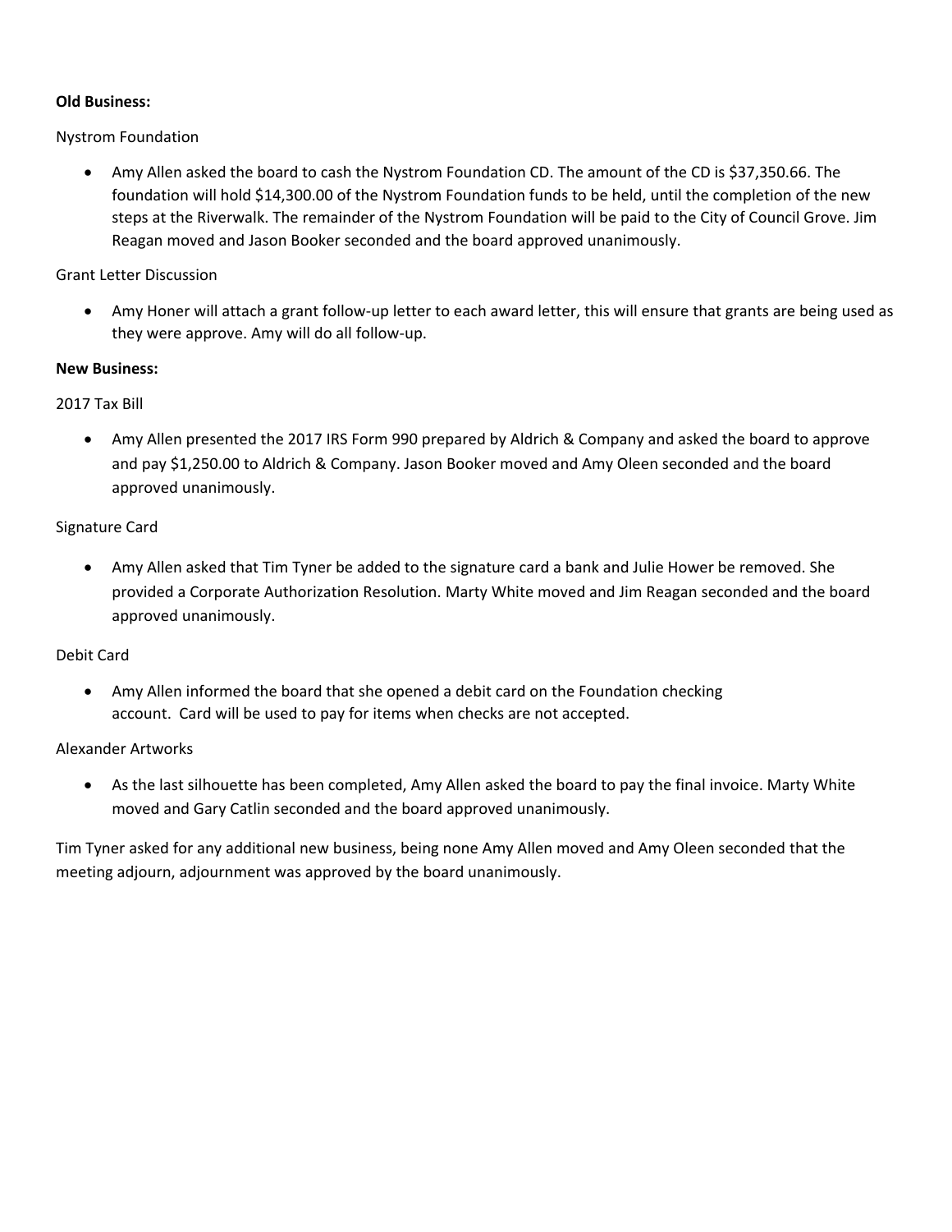**Old Business:**

Nystrom Foundation

- Amy Allen asked the board to cash the Nystrom Foundation CD. The amount of the CD is $37,350.66. The foundation will hold $14,300.00 of the Nystrom Foundation funds to be held, until the completion of the new steps at the Riverwalk. The remainder of the Nystrom Foundation will be paid to the City of Council Grove. Jim Reagan moved and Jason Booker seconded and the board approved unanimously.

Grant Letter Discussion

- Amy Honer will attach a grant follow-up letter to each award letter, this will ensure that grants are being used as they were approve. Amy will do all follow-up.

**New Business:**

2017 Tax Bill

- Amy Allen presented the 2017 IRS Form 990 prepared by Aldrich & Company and asked the board to approve and pay $1,250.00 to Aldrich & Company. Jason Booker moved and Amy Oleen seconded and the board approved unanimously.

Signature Card

- Amy Allen asked that Tim Tyner be added to the signature card a bank and Julie Hower be removed. She provided a Corporate Authorization Resolution. Marty White moved and Jim Reagan seconded and the board approved unanimously.

Debit Card

- Amy Allen informed the board that she opened a debit card on the Foundation checking account. Card will be used to pay for items when checks are not accepted.

Alexander Artworks

- As the last silhouette has been completed, Amy Allen asked the board to pay the final invoice. Marty White moved and Gary Catlin seconded and the board approved unanimously.

Tim Tyner asked for any additional new business, being none Amy Allen moved and Amy Oleen seconded that the meeting adjourn, adjournment was approved by the board unanimously.